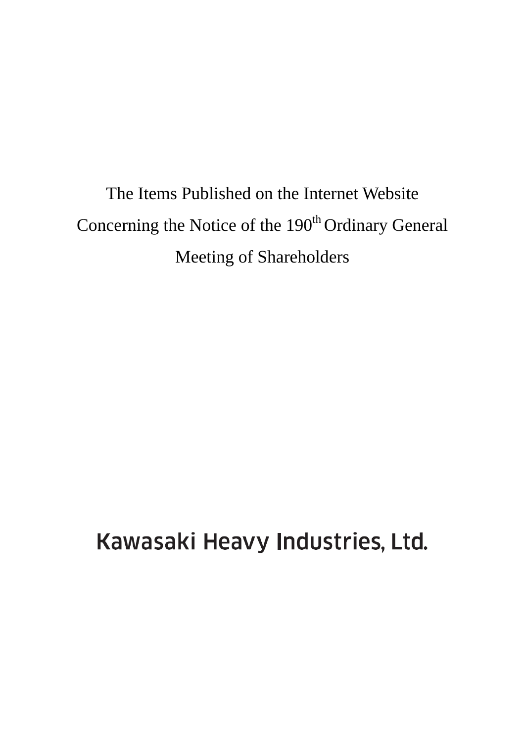# The Items Published on the Internet Website Concerning the Notice of the 190th Ordinary General Meeting of Shareholders

Kawasaki Heavy Industries, Ltd.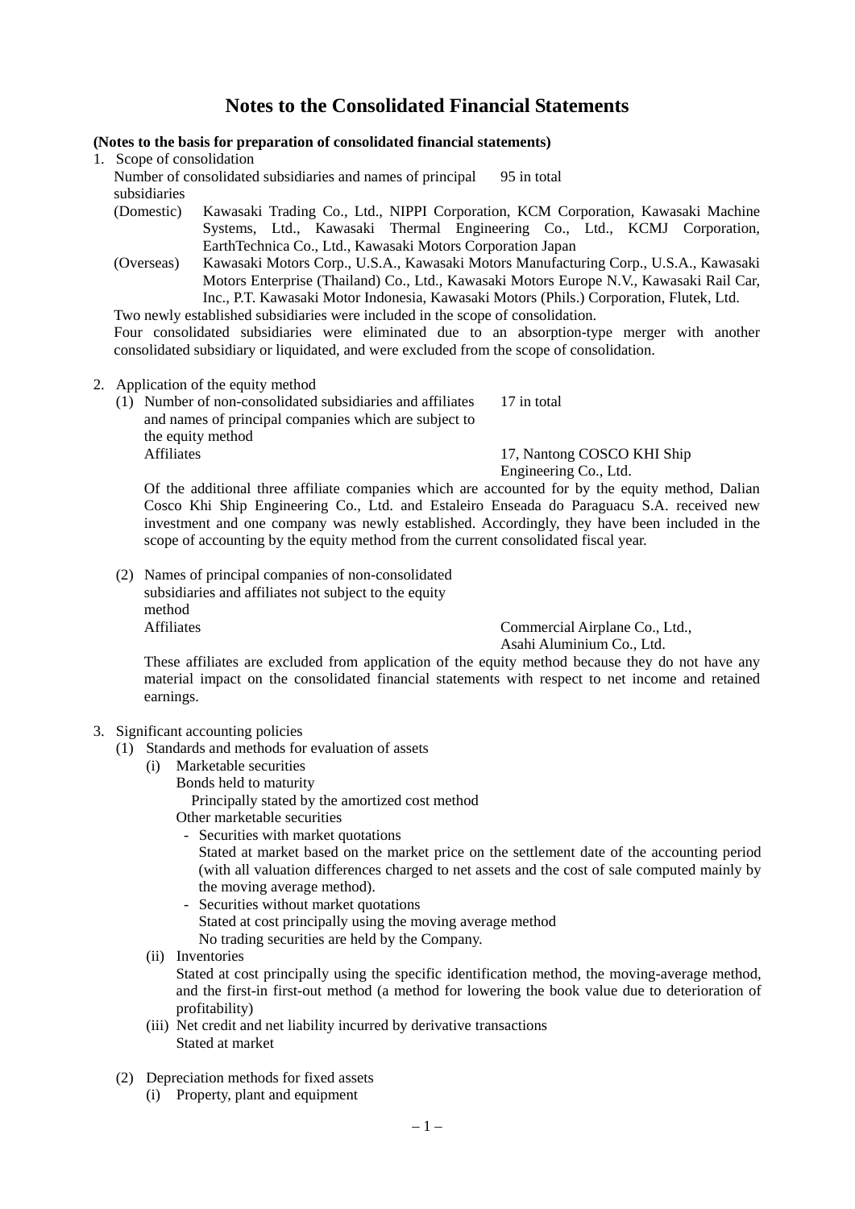# Notes to the Consolidated Financial Statements

**(Notes to the basis for preparation of consolidated financial statements)**

1. Scope of consolidation

   Number of consolidated subsidiaries and names of principal subsidiaries — 95 in total

   (Domestic) Kawasaki Trading Co., Ltd., NIPPI Corporation, KCM Corporation, Kawasaki Machine Systems, Ltd., Kawasaki Thermal Engineering Co., Ltd., KCMJ Corporation, EarthTechnica Co., Ltd., Kawasaki Motors Corporation Japan

   (Overseas) Kawasaki Motors Corp., U.S.A., Kawasaki Motors Manufacturing Corp., U.S.A., Kawasaki Motors Enterprise (Thailand) Co., Ltd., Kawasaki Motors Europe N.V., Kawasaki Rail Car, Inc., P.T. Kawasaki Motor Indonesia, Kawasaki Motors (Phils.) Corporation, Flutek, Ltd.

   Two newly established subsidiaries were included in the scope of consolidation.

   Four consolidated subsidiaries were eliminated due to an absorption-type merger with another consolidated subsidiary or liquidated, and were excluded from the scope of consolidation.

2. Application of the equity method

   (1) Number of non-consolidated subsidiaries and affiliates and names of principal companies which are subject to the equity method — 17 in total

   Affiliates — 17, Nantong COSCO KHI Ship Engineering Co., Ltd.

   Of the additional three affiliate companies which are accounted for by the equity method, Dalian Cosco Khi Ship Engineering Co., Ltd. and Estaleiro Enseada do Paraguacu S.A. received new investment and one company was newly established. Accordingly, they have been included in the scope of accounting by the equity method from the current consolidated fiscal year.

   (2) Names of principal companies of non-consolidated subsidiaries and affiliates not subject to the equity method

   Affiliates — Commercial Airplane Co., Ltd., Asahi Aluminium Co., Ltd.

   These affiliates are excluded from application of the equity method because they do not have any material impact on the consolidated financial statements with respect to net income and retained earnings.

3. Significant accounting policies

   (1) Standards and methods for evaluation of assets

      (i) Marketable securities

         Bonds held to maturity

            Principally stated by the amortized cost method

         Other marketable securities

         - Securities with market quotations

           Stated at market based on the market price on the settlement date of the accounting period (with all valuation differences charged to net assets and the cost of sale computed mainly by the moving average method).

         - Securities without market quotations

           Stated at cost principally using the moving average method

           No trading securities are held by the Company.

      (ii) Inventories

         Stated at cost principally using the specific identification method, the moving-average method, and the first-in first-out method (a method for lowering the book value due to deterioration of profitability)

      (iii) Net credit and net liability incurred by derivative transactions

         Stated at market

   (2) Depreciation methods for fixed assets

      (i) Property, plant and equipment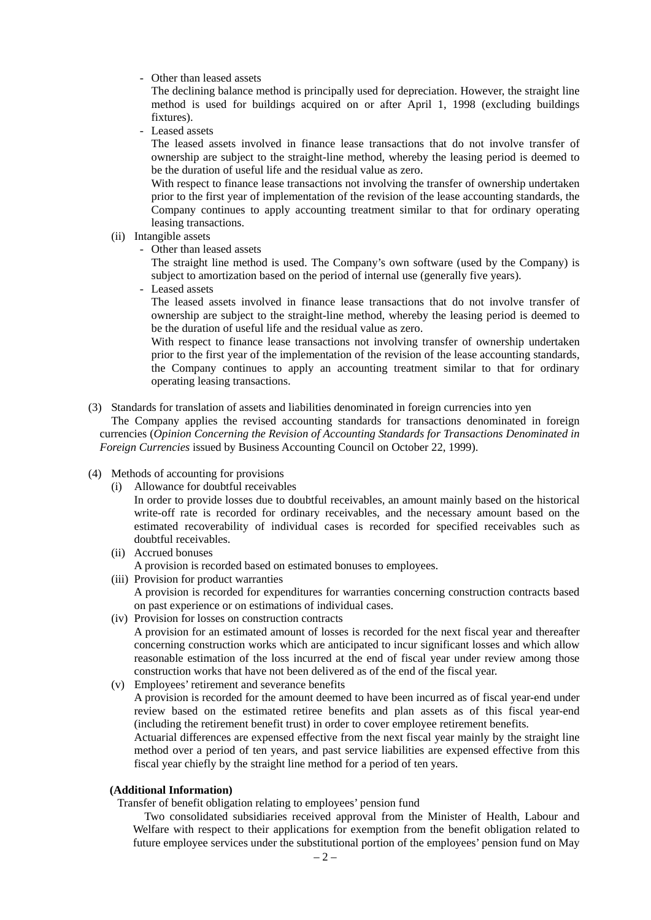- Other than leased assets

  The declining balance method is principally used for depreciation. However, the straight line method is used for buildings acquired on or after April 1, 1998 (excluding buildings fixtures).

- Leased assets

  The leased assets involved in finance lease transactions that do not involve transfer of ownership are subject to the straight-line method, whereby the leasing period is deemed to be the duration of useful life and the residual value as zero.

  With respect to finance lease transactions not involving the transfer of ownership undertaken prior to the first year of implementation of the revision of the lease accounting standards, the Company continues to apply accounting treatment similar to that for ordinary operating leasing transactions.

(ii) Intangible assets

- Other than leased assets

  The straight line method is used. The Company's own software (used by the Company) is subject to amortization based on the period of internal use (generally five years).

- Leased assets

  The leased assets involved in finance lease transactions that do not involve transfer of ownership are subject to the straight-line method, whereby the leasing period is deemed to be the duration of useful life and the residual value as zero.

  With respect to finance lease transactions not involving transfer of ownership undertaken prior to the first year of the implementation of the revision of the lease accounting standards, the Company continues to apply an accounting treatment similar to that for ordinary operating leasing transactions.

(3) Standards for translation of assets and liabilities denominated in foreign currencies into yen

The Company applies the revised accounting standards for transactions denominated in foreign currencies (*Opinion Concerning the Revision of Accounting Standards for Transactions Denominated in Foreign Currencies* issued by Business Accounting Council on October 22, 1999).

(4) Methods of accounting for provisions

(i) Allowance for doubtful receivables

In order to provide losses due to doubtful receivables, an amount mainly based on the historical write-off rate is recorded for ordinary receivables, and the necessary amount based on the estimated recoverability of individual cases is recorded for specified receivables such as doubtful receivables.

(ii) Accrued bonuses

A provision is recorded based on estimated bonuses to employees.

(iii) Provision for product warranties

A provision is recorded for expenditures for warranties concerning construction contracts based on past experience or on estimations of individual cases.

(iv) Provision for losses on construction contracts

A provision for an estimated amount of losses is recorded for the next fiscal year and thereafter concerning construction works which are anticipated to incur significant losses and which allow reasonable estimation of the loss incurred at the end of fiscal year under review among those construction works that have not been delivered as of the end of the fiscal year.

(v) Employees' retirement and severance benefits

A provision is recorded for the amount deemed to have been incurred as of fiscal year-end under review based on the estimated retiree benefits and plan assets as of this fiscal year-end (including the retirement benefit trust) in order to cover employee retirement benefits.

Actuarial differences are expensed effective from the next fiscal year mainly by the straight line method over a period of ten years, and past service liabilities are expensed effective from this fiscal year chiefly by the straight line method for a period of ten years.

**(Additional Information)**

Transfer of benefit obligation relating to employees' pension fund

Two consolidated subsidiaries received approval from the Minister of Health, Labour and Welfare with respect to their applications for exemption from the benefit obligation related to future employee services under the substitutional portion of the employees' pension fund on May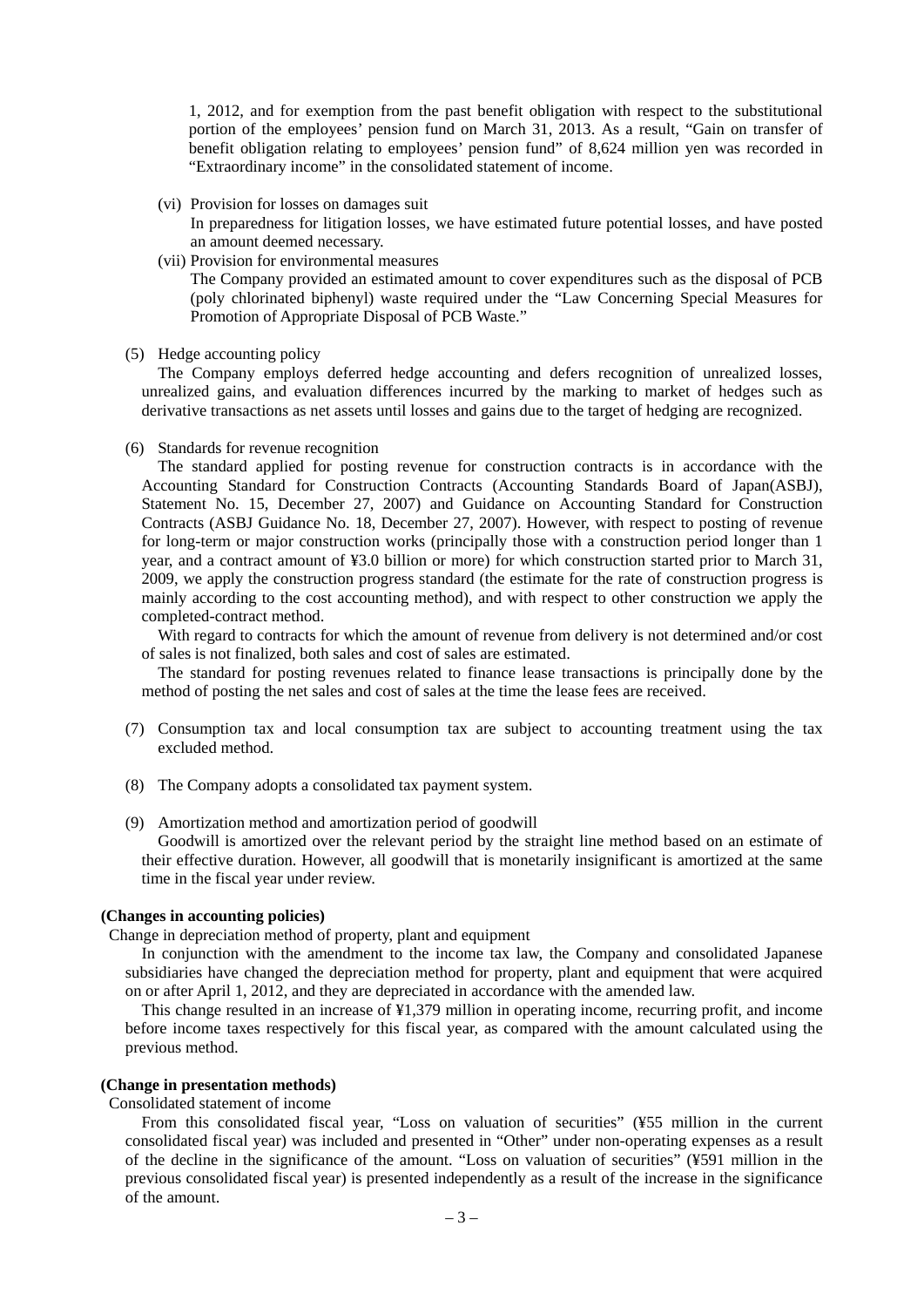1, 2012, and for exemption from the past benefit obligation with respect to the substitutional portion of the employees' pension fund on March 31, 2013. As a result, "Gain on transfer of benefit obligation relating to employees' pension fund" of 8,624 million yen was recorded in "Extraordinary income" in the consolidated statement of income.

(vi) Provision for losses on damages suit

In preparedness for litigation losses, we have estimated future potential losses, and have posted an amount deemed necessary.

(vii) Provision for environmental measures

The Company provided an estimated amount to cover expenditures such as the disposal of PCB (poly chlorinated biphenyl) waste required under the "Law Concerning Special Measures for Promotion of Appropriate Disposal of PCB Waste."

(5) Hedge accounting policy

The Company employs deferred hedge accounting and defers recognition of unrealized losses, unrealized gains, and evaluation differences incurred by the marking to market of hedges such as derivative transactions as net assets until losses and gains due to the target of hedging are recognized.

(6) Standards for revenue recognition

The standard applied for posting revenue for construction contracts is in accordance with the Accounting Standard for Construction Contracts (Accounting Standards Board of Japan(ASBJ), Statement No. 15, December 27, 2007) and Guidance on Accounting Standard for Construction Contracts (ASBJ Guidance No. 18, December 27, 2007). However, with respect to posting of revenue for long-term or major construction works (principally those with a construction period longer than 1 year, and a contract amount of ¥3.0 billion or more) for which construction started prior to March 31, 2009, we apply the construction progress standard (the estimate for the rate of construction progress is mainly according to the cost accounting method), and with respect to other construction we apply the completed-contract method.

With regard to contracts for which the amount of revenue from delivery is not determined and/or cost of sales is not finalized, both sales and cost of sales are estimated.

The standard for posting revenues related to finance lease transactions is principally done by the method of posting the net sales and cost of sales at the time the lease fees are received.

(7) Consumption tax and local consumption tax are subject to accounting treatment using the tax excluded method.

(8) The Company adopts a consolidated tax payment system.

(9) Amortization method and amortization period of goodwill

Goodwill is amortized over the relevant period by the straight line method based on an estimate of their effective duration. However, all goodwill that is monetarily insignificant is amortized at the same time in the fiscal year under review.

**(Changes in accounting policies)**

Change in depreciation method of property, plant and equipment

In conjunction with the amendment to the income tax law, the Company and consolidated Japanese subsidiaries have changed the depreciation method for property, plant and equipment that were acquired on or after April 1, 2012, and they are depreciated in accordance with the amended law.

This change resulted in an increase of ¥1,379 million in operating income, recurring profit, and income before income taxes respectively for this fiscal year, as compared with the amount calculated using the previous method.

**(Change in presentation methods)**

Consolidated statement of income

From this consolidated fiscal year, "Loss on valuation of securities" (¥55 million in the current consolidated fiscal year) was included and presented in "Other" under non-operating expenses as a result of the decline in the significance of the amount. "Loss on valuation of securities" (¥591 million in the previous consolidated fiscal year) is presented independently as a result of the increase in the significance of the amount.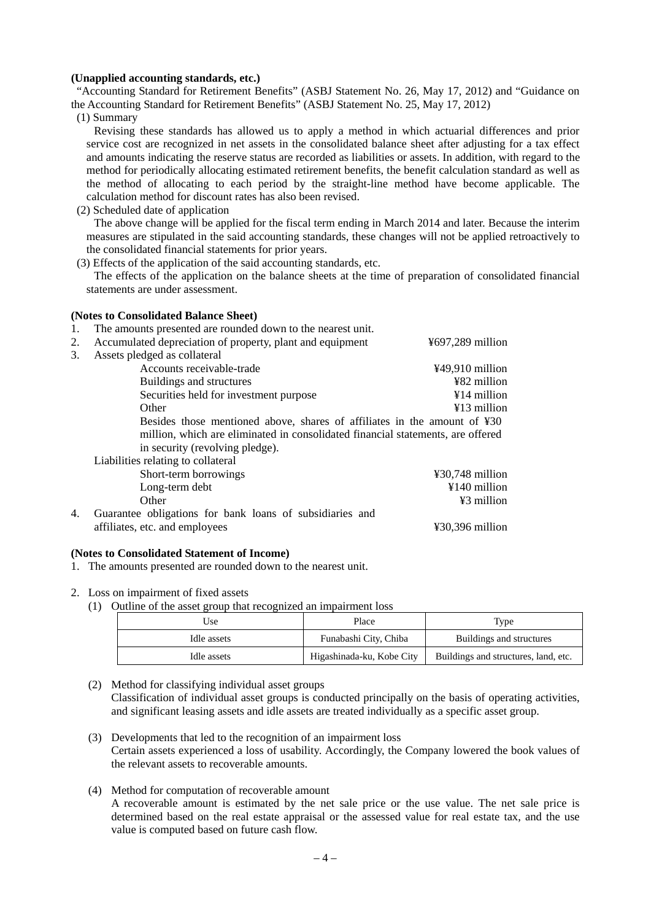**(Unapplied accounting standards, etc.)**

"Accounting Standard for Retirement Benefits" (ASBJ Statement No. 26, May 17, 2012) and "Guidance on the Accounting Standard for Retirement Benefits" (ASBJ Statement No. 25, May 17, 2012)

(1) Summary

Revising these standards has allowed us to apply a method in which actuarial differences and prior service cost are recognized in net assets in the consolidated balance sheet after adjusting for a tax effect and amounts indicating the reserve status are recorded as liabilities or assets. In addition, with regard to the method for periodically allocating estimated retirement benefits, the benefit calculation standard as well as the method of allocating to each period by the straight-line method have become applicable. The calculation method for discount rates has also been revised.

(2) Scheduled date of application

The above change will be applied for the fiscal term ending in March 2014 and later. Because the interim measures are stipulated in the said accounting standards, these changes will not be applied retroactively to the consolidated financial statements for prior years.

(3) Effects of the application of the said accounting standards, etc.

The effects of the application on the balance sheets at the time of preparation of consolidated financial statements are under assessment.

**(Notes to Consolidated Balance Sheet)**

1. The amounts presented are rounded down to the nearest unit.
2. Accumulated depreciation of property, plant and equipment ¥697,289 million
3. Assets pledged as collateral

| | |
|---|---|
| Accounts receivable-trade | ¥49,910 million |
| Buildings and structures | ¥82 million |
| Securities held for investment purpose | ¥14 million |
| Other | ¥13 million |

Besides those mentioned above, shares of affiliates in the amount of ¥30 million, which are eliminated in consolidated financial statements, are offered in security (revolving pledge).

Liabilities relating to collateral

| | |
|---|---|
| Short-term borrowings | ¥30,748 million |
| Long-term debt | ¥140 million |
| Other | ¥3 million |

4. Guarantee obligations for bank loans of subsidiaries and affiliates, etc. and employees ¥30,396 million

**(Notes to Consolidated Statement of Income)**

1. The amounts presented are rounded down to the nearest unit.

2. Loss on impairment of fixed assets

(1) Outline of the asset group that recognized an impairment loss

| Use | Place | Type |
|---|---|---|
| Idle assets | Funabashi City, Chiba | Buildings and structures |
| Idle assets | Higashinada-ku, Kobe City | Buildings and structures, land, etc. |

(2) Method for classifying individual asset groups

Classification of individual asset groups is conducted principally on the basis of operating activities, and significant leasing assets and idle assets are treated individually as a specific asset group.

(3) Developments that led to the recognition of an impairment loss

Certain assets experienced a loss of usability. Accordingly, the Company lowered the book values of the relevant assets to recoverable amounts.

(4) Method for computation of recoverable amount

A recoverable amount is estimated by the net sale price or the use value. The net sale price is determined based on the real estate appraisal or the assessed value for real estate tax, and the use value is computed based on future cash flow.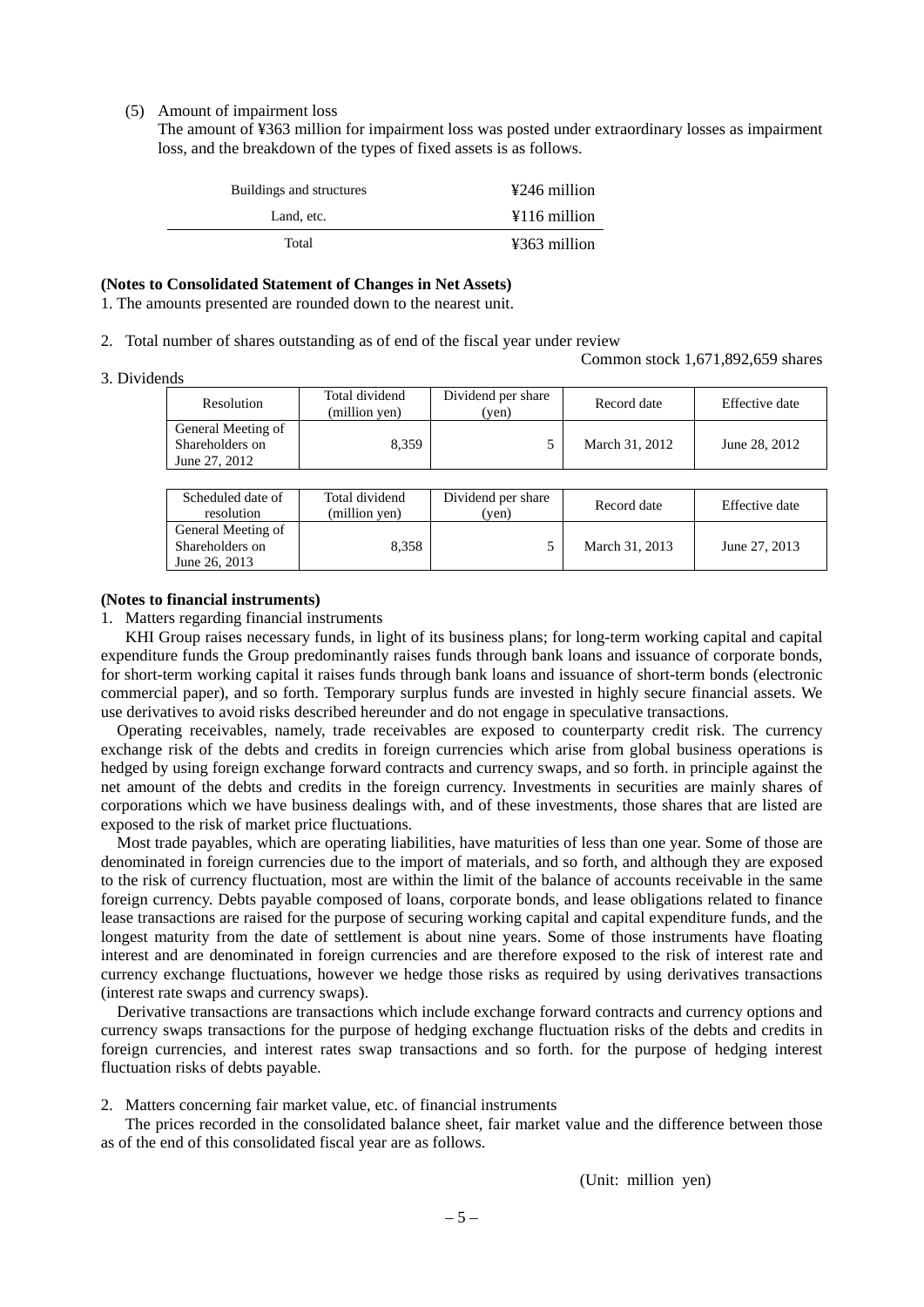(5) Amount of impairment loss

The amount of ¥363 million for impairment loss was posted under extraordinary losses as impairment loss, and the breakdown of the types of fixed assets is as follows.

| | |
|---|---|
| Buildings and structures | ¥246 million |
| Land, etc. | ¥116 million |
| Total | ¥363 million |

**(Notes to Consolidated Statement of Changes in Net Assets)**

1. The amounts presented are rounded down to the nearest unit.

2. Total number of shares outstanding as of end of the fiscal year under review

Common stock 1,671,892,659 shares

3. Dividends

| Resolution | Total dividend (million yen) | Dividend per share (yen) | Record date | Effective date |
|---|---|---|---|---|
| General Meeting of Shareholders on June 27, 2012 | 8,359 | 5 | March 31, 2012 | June 28, 2012 |

| Scheduled date of resolution | Total dividend (million yen) | Dividend per share (yen) | Record date | Effective date |
|---|---|---|---|---|
| General Meeting of Shareholders on June 26, 2013 | 8,358 | 5 | March 31, 2013 | June 27, 2013 |

**(Notes to financial instruments)**

1. Matters regarding financial instruments

KHI Group raises necessary funds, in light of its business plans; for long-term working capital and capital expenditure funds the Group predominantly raises funds through bank loans and issuance of corporate bonds, for short-term working capital it raises funds through bank loans and issuance of short-term bonds (electronic commercial paper), and so forth. Temporary surplus funds are invested in highly secure financial assets. We use derivatives to avoid risks described hereunder and do not engage in speculative transactions.

Operating receivables, namely, trade receivables are exposed to counterparty credit risk. The currency exchange risk of the debts and credits in foreign currencies which arise from global business operations is hedged by using foreign exchange forward contracts and currency swaps, and so forth. in principle against the net amount of the debts and credits in the foreign currency. Investments in securities are mainly shares of corporations which we have business dealings with, and of these investments, those shares that are listed are exposed to the risk of market price fluctuations.

Most trade payables, which are operating liabilities, have maturities of less than one year. Some of those are denominated in foreign currencies due to the import of materials, and so forth, and although they are exposed to the risk of currency fluctuation, most are within the limit of the balance of accounts receivable in the same foreign currency. Debts payable composed of loans, corporate bonds, and lease obligations related to finance lease transactions are raised for the purpose of securing working capital and capital expenditure funds, and the longest maturity from the date of settlement is about nine years. Some of those instruments have floating interest and are denominated in foreign currencies and are therefore exposed to the risk of interest rate and currency exchange fluctuations, however we hedge those risks as required by using derivatives transactions (interest rate swaps and currency swaps).

Derivative transactions are transactions which include exchange forward contracts and currency options and currency swaps transactions for the purpose of hedging exchange fluctuation risks of the debts and credits in foreign currencies, and interest rates swap transactions and so forth. for the purpose of hedging interest fluctuation risks of debts payable.

2. Matters concerning fair market value, etc. of financial instruments

The prices recorded in the consolidated balance sheet, fair market value and the difference between those as of the end of this consolidated fiscal year are as follows.

(Unit: million yen)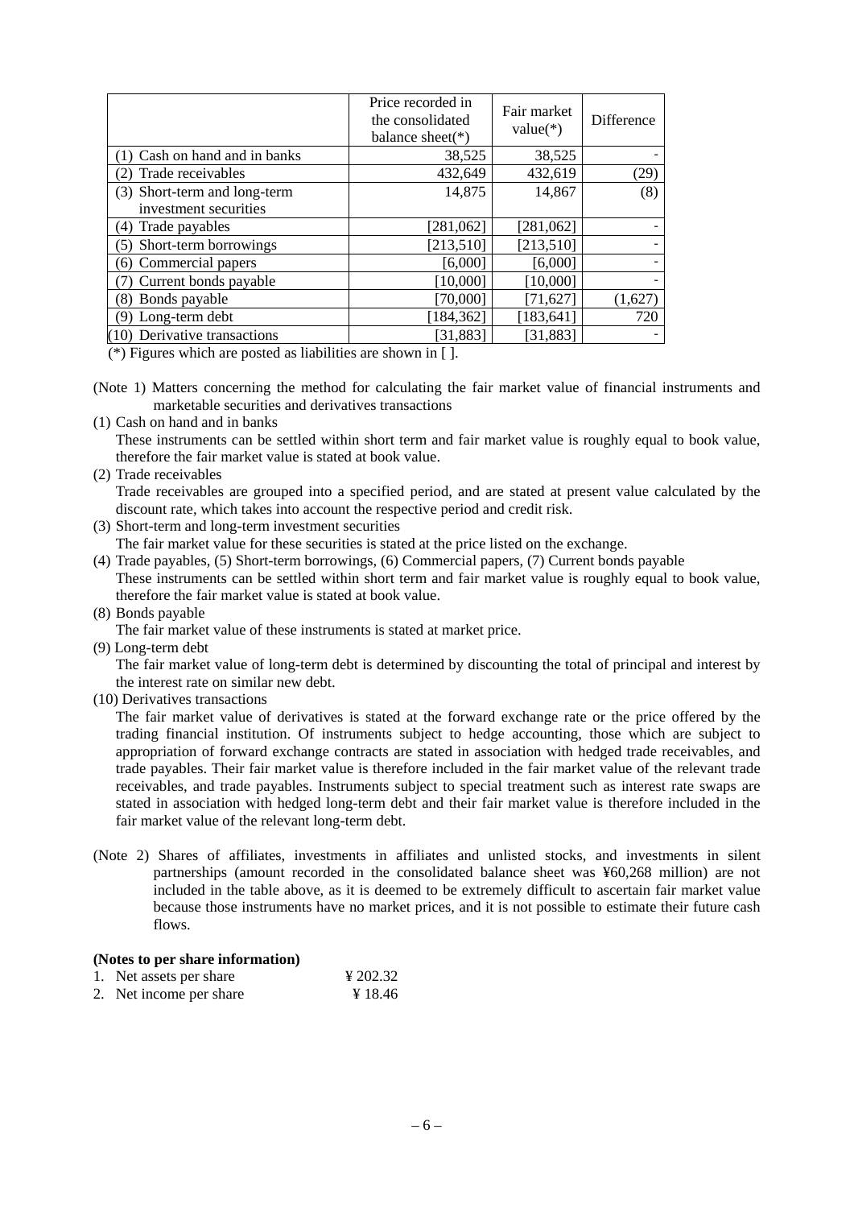| | Price recorded in the consolidated balance sheet(*) | Fair market value(*) | Difference |
|---|---|---|---|
| (1) Cash on hand and in banks | 38,525 | 38,525 | - |
| (2) Trade receivables | 432,649 | 432,619 | (29) |
| (3) Short-term and long-term investment securities | 14,875 | 14,867 | (8) |
| (4) Trade payables | [281,062] | [281,062] | - |
| (5) Short-term borrowings | [213,510] | [213,510] | - |
| (6) Commercial papers | [6,000] | [6,000] | - |
| (7) Current bonds payable | [10,000] | [10,000] | - |
| (8) Bonds payable | [70,000] | [71,627] | (1,627) |
| (9) Long-term debt | [184,362] | [183,641] | 720 |
| (10) Derivative transactions | [31,883] | [31,883] | - |

(*) Figures which are posted as liabilities are shown in [ ].

(Note 1) Matters concerning the method for calculating the fair market value of financial instruments and marketable securities and derivatives transactions

(1) Cash on hand and in banks

These instruments can be settled within short term and fair market value is roughly equal to book value, therefore the fair market value is stated at book value.

(2) Trade receivables

Trade receivables are grouped into a specified period, and are stated at present value calculated by the discount rate, which takes into account the respective period and credit risk.

(3) Short-term and long-term investment securities

The fair market value for these securities is stated at the price listed on the exchange.

(4) Trade payables, (5) Short-term borrowings, (6) Commercial papers, (7) Current bonds payable

These instruments can be settled within short term and fair market value is roughly equal to book value, therefore the fair market value is stated at book value.

(8) Bonds payable

The fair market value of these instruments is stated at market price.

(9) Long-term debt

The fair market value of long-term debt is determined by discounting the total of principal and interest by the interest rate on similar new debt.

(10) Derivatives transactions

The fair market value of derivatives is stated at the forward exchange rate or the price offered by the trading financial institution. Of instruments subject to hedge accounting, those which are subject to appropriation of forward exchange contracts are stated in association with hedged trade receivables, and trade payables. Their fair market value is therefore included in the fair market value of the relevant trade receivables, and trade payables. Instruments subject to special treatment such as interest rate swaps are stated in association with hedged long-term debt and their fair market value is therefore included in the fair market value of the relevant long-term debt.

(Note 2) Shares of affiliates, investments in affiliates and unlisted stocks, and investments in silent partnerships (amount recorded in the consolidated balance sheet was ¥60,268 million) are not included in the table above, as it is deemed to be extremely difficult to ascertain fair market value because those instruments have no market prices, and it is not possible to estimate their future cash flows.

**(Notes to per share information)**

1. Net assets per share ¥ 202.32
2. Net income per share ¥ 18.46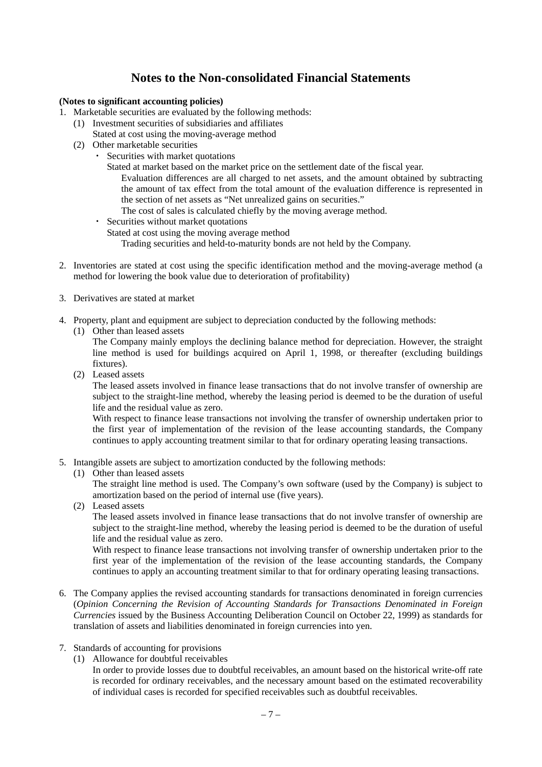# Notes to the Non-consolidated Financial Statements

**(Notes to significant accounting policies)**

1. Marketable securities are evaluated by the following methods:
   (1) Investment securities of subsidiaries and affiliates
   Stated at cost using the moving-average method
   (2) Other marketable securities
   - Securities with market quotations
     Stated at market based on the market price on the settlement date of the fiscal year.
     Evaluation differences are all charged to net assets, and the amount obtained by subtracting the amount of tax effect from the total amount of the evaluation difference is represented in the section of net assets as "Net unrealized gains on securities."
     The cost of sales is calculated chiefly by the moving average method.
   - Securities without market quotations
     Stated at cost using the moving average method
     Trading securities and held-to-maturity bonds are not held by the Company.

2. Inventories are stated at cost using the specific identification method and the moving-average method (a method for lowering the book value due to deterioration of profitability)

3. Derivatives are stated at market

4. Property, plant and equipment are subject to depreciation conducted by the following methods:
   (1) Other than leased assets
   The Company mainly employs the declining balance method for depreciation. However, the straight line method is used for buildings acquired on April 1, 1998, or thereafter (excluding buildings fixtures).
   (2) Leased assets
   The leased assets involved in finance lease transactions that do not involve transfer of ownership are subject to the straight-line method, whereby the leasing period is deemed to be the duration of useful life and the residual value as zero.
   With respect to finance lease transactions not involving the transfer of ownership undertaken prior to the first year of implementation of the revision of the lease accounting standards, the Company continues to apply accounting treatment similar to that for ordinary operating leasing transactions.

5. Intangible assets are subject to amortization conducted by the following methods:
   (1) Other than leased assets
   The straight line method is used. The Company's own software (used by the Company) is subject to amortization based on the period of internal use (five years).
   (2) Leased assets
   The leased assets involved in finance lease transactions that do not involve transfer of ownership are subject to the straight-line method, whereby the leasing period is deemed to be the duration of useful life and the residual value as zero.
   With respect to finance lease transactions not involving transfer of ownership undertaken prior to the first year of the implementation of the revision of the lease accounting standards, the Company continues to apply an accounting treatment similar to that for ordinary operating leasing transactions.

6. The Company applies the revised accounting standards for transactions denominated in foreign currencies (*Opinion Concerning the Revision of Accounting Standards for Transactions Denominated in Foreign Currencies* issued by the Business Accounting Deliberation Council on October 22, 1999) as standards for translation of assets and liabilities denominated in foreign currencies into yen.

7. Standards of accounting for provisions
   (1) Allowance for doubtful receivables
   In order to provide losses due to doubtful receivables, an amount based on the historical write-off rate is recorded for ordinary receivables, and the necessary amount based on the estimated recoverability of individual cases is recorded for specified receivables such as doubtful receivables.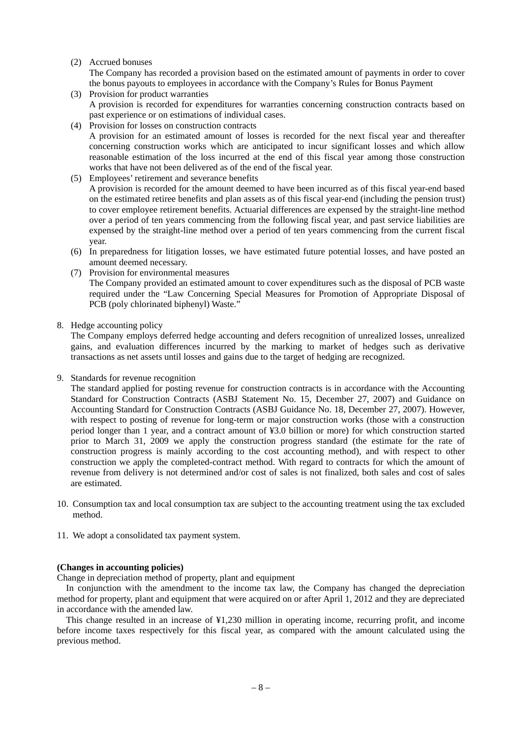(2) Accrued bonuses

The Company has recorded a provision based on the estimated amount of payments in order to cover the bonus payouts to employees in accordance with the Company's Rules for Bonus Payment

(3) Provision for product warranties

A provision is recorded for expenditures for warranties concerning construction contracts based on past experience or on estimations of individual cases.

(4) Provision for losses on construction contracts

A provision for an estimated amount of losses is recorded for the next fiscal year and thereafter concerning construction works which are anticipated to incur significant losses and which allow reasonable estimation of the loss incurred at the end of this fiscal year among those construction works that have not been delivered as of the end of the fiscal year.

(5) Employees' retirement and severance benefits

A provision is recorded for the amount deemed to have been incurred as of this fiscal year-end based on the estimated retiree benefits and plan assets as of this fiscal year-end (including the pension trust) to cover employee retirement benefits. Actuarial differences are expensed by the straight-line method over a period of ten years commencing from the following fiscal year, and past service liabilities are expensed by the straight-line method over a period of ten years commencing from the current fiscal year.

(6) In preparedness for litigation losses, we have estimated future potential losses, and have posted an amount deemed necessary.

(7) Provision for environmental measures

The Company provided an estimated amount to cover expenditures such as the disposal of PCB waste required under the "Law Concerning Special Measures for Promotion of Appropriate Disposal of PCB (poly chlorinated biphenyl) Waste."

8. Hedge accounting policy

The Company employs deferred hedge accounting and defers recognition of unrealized losses, unrealized gains, and evaluation differences incurred by the marking to market of hedges such as derivative transactions as net assets until losses and gains due to the target of hedging are recognized.

9. Standards for revenue recognition

The standard applied for posting revenue for construction contracts is in accordance with the Accounting Standard for Construction Contracts (ASBJ Statement No. 15, December 27, 2007) and Guidance on Accounting Standard for Construction Contracts (ASBJ Guidance No. 18, December 27, 2007). However, with respect to posting of revenue for long-term or major construction works (those with a construction period longer than 1 year, and a contract amount of ¥3.0 billion or more) for which construction started prior to March 31, 2009 we apply the construction progress standard (the estimate for the rate of construction progress is mainly according to the cost accounting method), and with respect to other construction we apply the completed-contract method. With regard to contracts for which the amount of revenue from delivery is not determined and/or cost of sales is not finalized, both sales and cost of sales are estimated.

10. Consumption tax and local consumption tax are subject to the accounting treatment using the tax excluded method.

11. We adopt a consolidated tax payment system.

**(Changes in accounting policies)**

Change in depreciation method of property, plant and equipment

In conjunction with the amendment to the income tax law, the Company has changed the depreciation method for property, plant and equipment that were acquired on or after April 1, 2012 and they are depreciated in accordance with the amended law.

This change resulted in an increase of ¥1,230 million in operating income, recurring profit, and income before income taxes respectively for this fiscal year, as compared with the amount calculated using the previous method.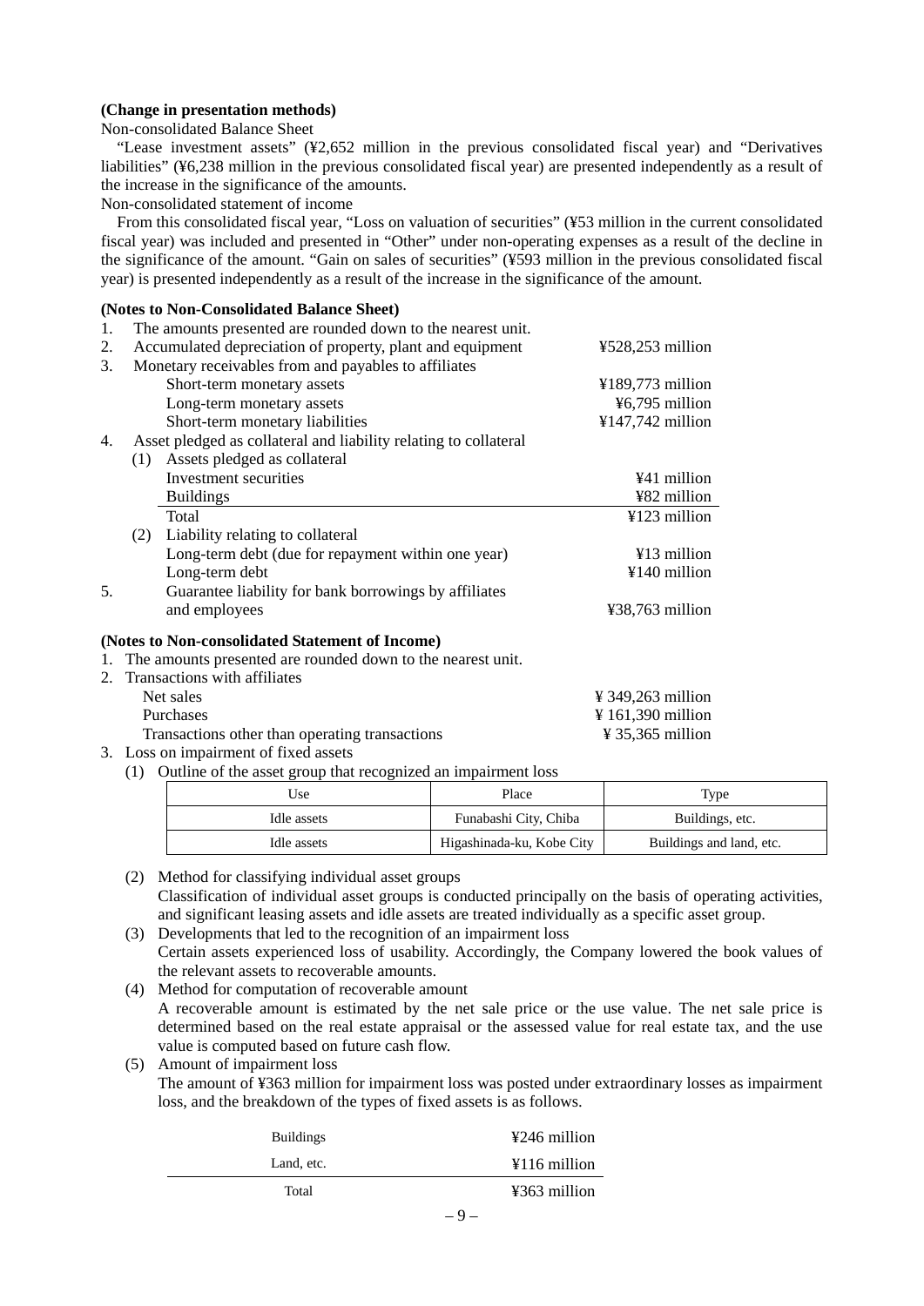**(Change in presentation methods)**

Non-consolidated Balance Sheet

"Lease investment assets" (¥2,652 million in the previous consolidated fiscal year) and "Derivatives liabilities" (¥6,238 million in the previous consolidated fiscal year) are presented independently as a result of the increase in the significance of the amounts.

Non-consolidated statement of income

From this consolidated fiscal year, "Loss on valuation of securities" (¥53 million in the current consolidated fiscal year) was included and presented in "Other" under non-operating expenses as a result of the decline in the significance of the amount. "Gain on sales of securities" (¥593 million in the previous consolidated fiscal year) is presented independently as a result of the increase in the significance of the amount.

**(Notes to Non-Consolidated Balance Sheet)**

1. The amounts presented are rounded down to the nearest unit.
2. Accumulated depreciation of property, plant and equipment ¥528,253 million
3. Monetary receivables from and payables to affiliates

| | |
|---|---|
| Short-term monetary assets | ¥189,773 million |
| Long-term monetary assets | ¥6,795 million |
| Short-term monetary liabilities | ¥147,742 million |

4. Asset pledged as collateral and liability relating to collateral

(1) Assets pledged as collateral

| | |
|---|---|
| Investment securities | ¥41 million |
| Buildings | ¥82 million |
| Total | ¥123 million |

(2) Liability relating to collateral

| | |
|---|---|
| Long-term debt (due for repayment within one year) | ¥13 million |
| Long-term debt | ¥140 million |

5. Guarantee liability for bank borrowings by affiliates and employees ¥38,763 million

**(Notes to Non-consolidated Statement of Income)**

1. The amounts presented are rounded down to the nearest unit.
2. Transactions with affiliates

| | |
|---|---|
| Net sales | ¥ 349,263 million |
| Purchases | ¥ 161,390 million |
| Transactions other than operating transactions | ¥ 35,365 million |

3. Loss on impairment of fixed assets

(1) Outline of the asset group that recognized an impairment loss

| Use | Place | Type |
|---|---|---|
| Idle assets | Funabashi City, Chiba | Buildings, etc. |
| Idle assets | Higashinada-ku, Kobe City | Buildings and land, etc. |

(2) Method for classifying individual asset groups

Classification of individual asset groups is conducted principally on the basis of operating activities, and significant leasing assets and idle assets are treated individually as a specific asset group.

(3) Developments that led to the recognition of an impairment loss

Certain assets experienced loss of usability. Accordingly, the Company lowered the book values of the relevant assets to recoverable amounts.

(4) Method for computation of recoverable amount

A recoverable amount is estimated by the net sale price or the use value. The net sale price is determined based on the real estate appraisal or the assessed value for real estate tax, and the use value is computed based on future cash flow.

(5) Amount of impairment loss

The amount of ¥363 million for impairment loss was posted under extraordinary losses as impairment loss, and the breakdown of the types of fixed assets is as follows.

| | |
|---|---|
| Buildings | ¥246 million |
| Land, etc. | ¥116 million |
| Total | ¥363 million |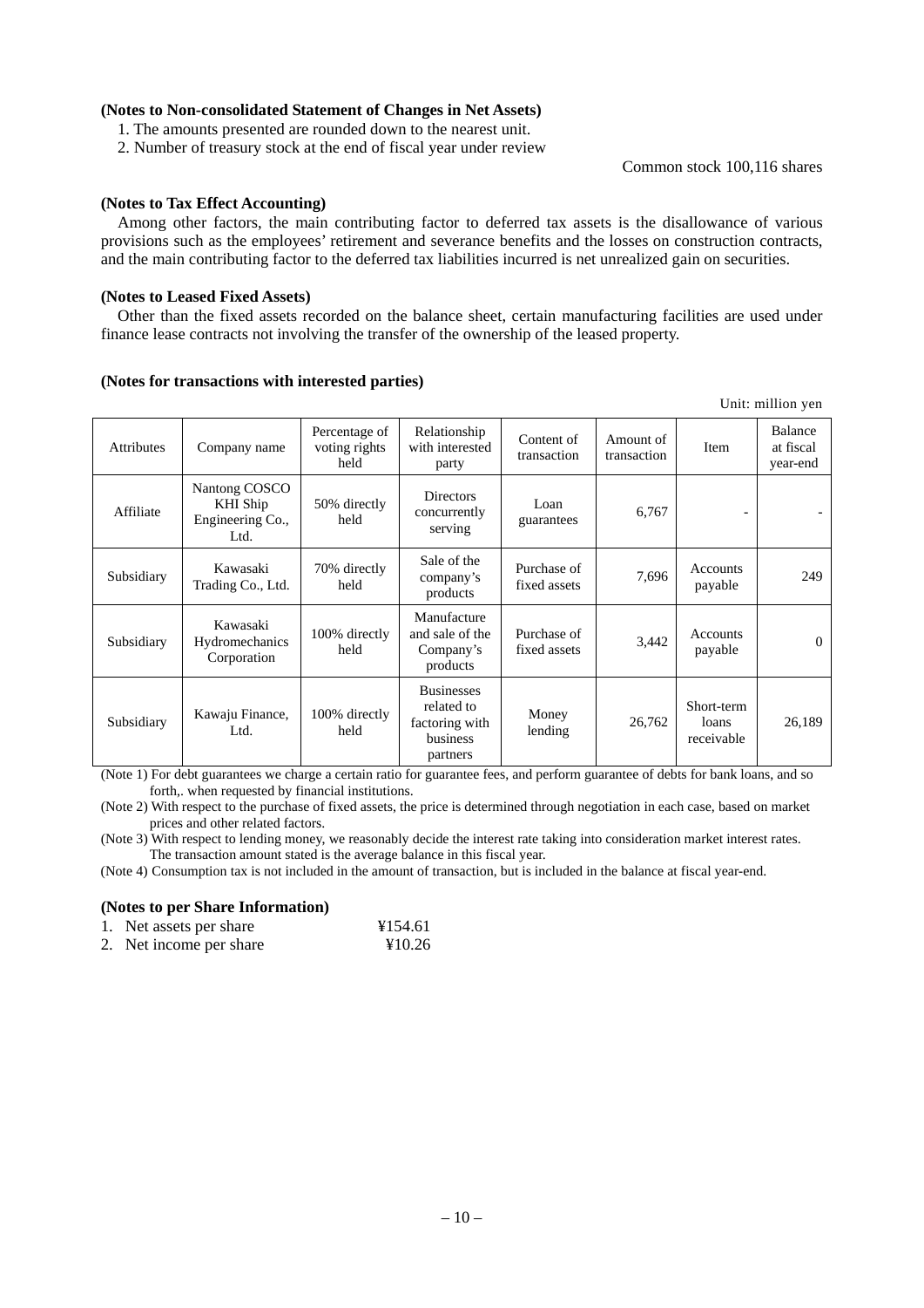**(Notes to Non-consolidated Statement of Changes in Net Assets)**

1. The amounts presented are rounded down to the nearest unit.
2. Number of treasury stock at the end of fiscal year under review

Common stock 100,116 shares

**(Notes to Tax Effect Accounting)**

Among other factors, the main contributing factor to deferred tax assets is the disallowance of various provisions such as the employees' retirement and severance benefits and the losses on construction contracts, and the main contributing factor to the deferred tax liabilities incurred is net unrealized gain on securities.

**(Notes to Leased Fixed Assets)**

Other than the fixed assets recorded on the balance sheet, certain manufacturing facilities are used under finance lease contracts not involving the transfer of the ownership of the leased property.

**(Notes for transactions with interested parties)**

Unit: million yen

| Attributes | Company name | Percentage of voting rights held | Relationship with interested party | Content of transaction | Amount of transaction | Item | Balance at fiscal year-end |
|---|---|---|---|---|---|---|---|
| Affiliate | Nantong COSCO KHI Ship Engineering Co., Ltd. | 50% directly held | Directors concurrently serving | Loan guarantees | 6,767 | - | - |
| Subsidiary | Kawasaki Trading Co., Ltd. | 70% directly held | Sale of the company's products | Purchase of fixed assets | 7,696 | Accounts payable | 249 |
| Subsidiary | Kawasaki Hydromechanics Corporation | 100% directly held | Manufacture and sale of the Company's products | Purchase of fixed assets | 3,442 | Accounts payable | 0 |
| Subsidiary | Kawaju Finance, Ltd. | 100% directly held | Businesses related to factoring with business partners | Money lending | 26,762 | Short-term loans receivable | 26,189 |

(Note 1) For debt guarantees we charge a certain ratio for guarantee fees, and perform guarantee of debts for bank loans, and so forth,. when requested by financial institutions.

(Note 2) With respect to the purchase of fixed assets, the price is determined through negotiation in each case, based on market prices and other related factors.

(Note 3) With respect to lending money, we reasonably decide the interest rate taking into consideration market interest rates. The transaction amount stated is the average balance in this fiscal year.

(Note 4) Consumption tax is not included in the amount of transaction, but is included in the balance at fiscal year-end.

**(Notes to per Share Information)**

1. Net assets per share ¥154.61
2. Net income per share ¥10.26